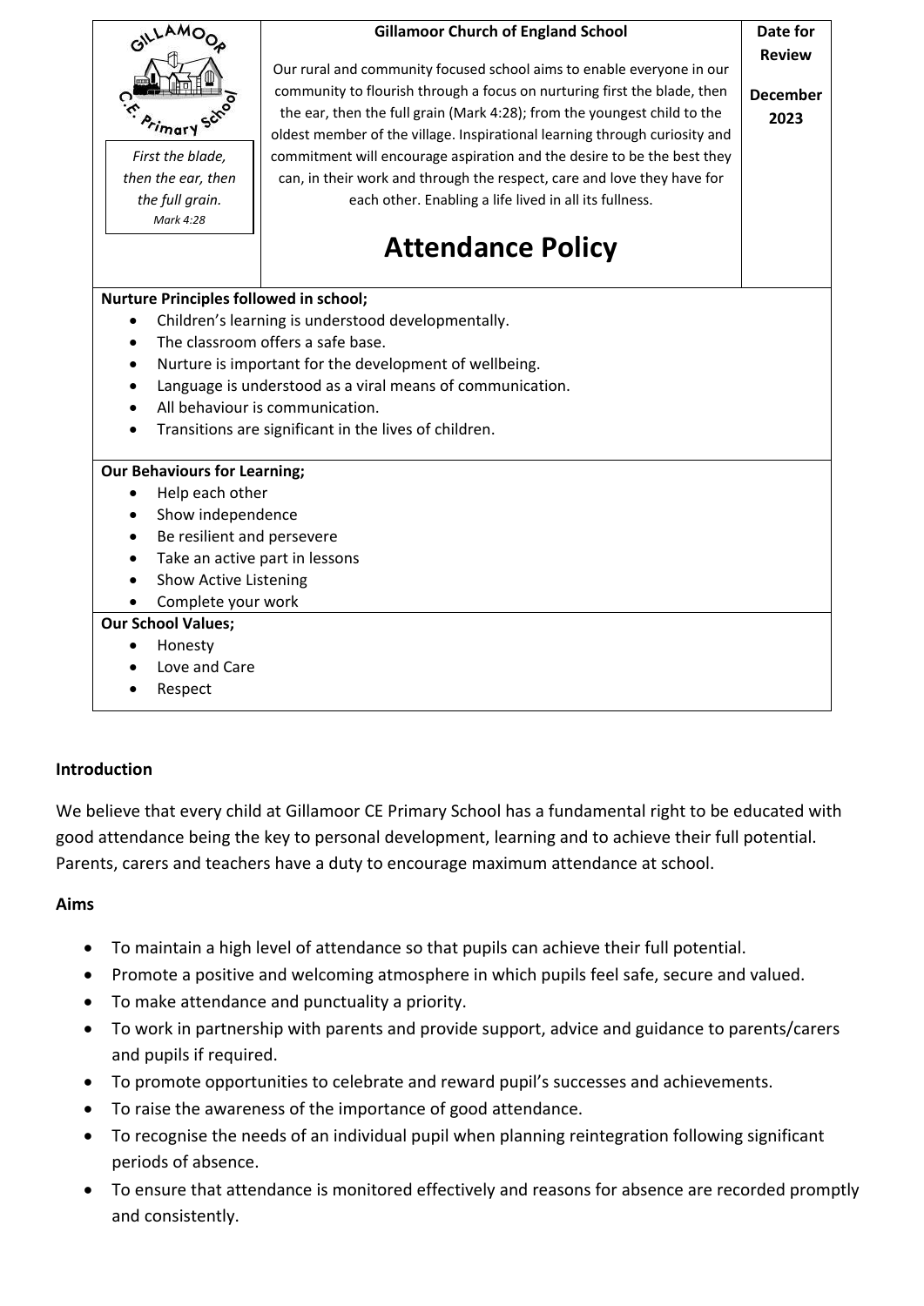| *First the blade, then the ear, then the full grain.* *Mark 4:28* | **Gillamoor Church of England School** Our rural and community focused school aims to enable everyone in our community to flourish through a focus on nurturing first the blade, then the ear, then the full grain (Mark 4:28); from the youngest child to the oldest member of the village. Inspirational learning through curiosity and commitment will encourage aspiration and the desire to be the best they can, in their work and through the respect, care and love they have for each other. Enabling a life lived in all its fullness. **Attendance Policy** | **Date for Review** **December 2023** |
|---|---|---|

**Nurture Principles followed in school;**

- Children's learning is understood developmentally.
- The classroom offers a safe base.
- Nurture is important for the development of wellbeing.
- Language is understood as a viral means of communication.
- All behaviour is communication.
- Transitions are significant in the lives of children.

**Our Behaviours for Learning;**

- Help each other
- Show independence
- Be resilient and persevere
- Take an active part in lessons
- Show Active Listening
- Complete your work

**Our School Values;**

- Honesty
- Love and Care
- Respect

## Introduction

We believe that every child at Gillamoor CE Primary School has a fundamental right to be educated with good attendance being the key to personal development, learning and to achieve their full potential. Parents, carers and teachers have a duty to encourage maximum attendance at school.

## Aims

- To maintain a high level of attendance so that pupils can achieve their full potential.
- Promote a positive and welcoming atmosphere in which pupils feel safe, secure and valued.
- To make attendance and punctuality a priority.
- To work in partnership with parents and provide support, advice and guidance to parents/carers and pupils if required.
- To promote opportunities to celebrate and reward pupil's successes and achievements.
- To raise the awareness of the importance of good attendance.
- To recognise the needs of an individual pupil when planning reintegration following significant periods of absence.
- To ensure that attendance is monitored effectively and reasons for absence are recorded promptly and consistently.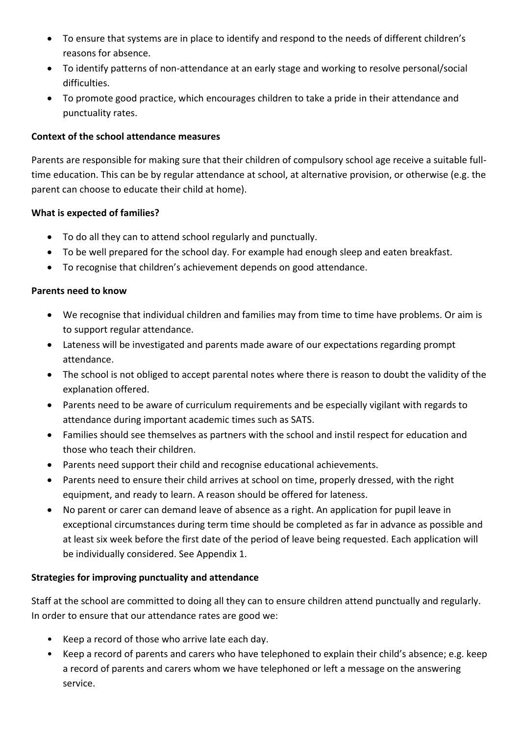- To ensure that systems are in place to identify and respond to the needs of different children's reasons for absence.
- To identify patterns of non-attendance at an early stage and working to resolve personal/social difficulties.
- To promote good practice, which encourages children to take a pride in their attendance and punctuality rates.

**Context of the school attendance measures**

Parents are responsible for making sure that their children of compulsory school age receive a suitable full-time education. This can be by regular attendance at school, at alternative provision, or otherwise (e.g. the parent can choose to educate their child at home).

**What is expected of families?**

- To do all they can to attend school regularly and punctually.
- To be well prepared for the school day. For example had enough sleep and eaten breakfast.
- To recognise that children's achievement depends on good attendance.

**Parents need to know**

- We recognise that individual children and families may from time to time have problems. Or aim is to support regular attendance.
- Lateness will be investigated and parents made aware of our expectations regarding prompt attendance.
- The school is not obliged to accept parental notes where there is reason to doubt the validity of the explanation offered.
- Parents need to be aware of curriculum requirements and be especially vigilant with regards to attendance during important academic times such as SATS.
- Families should see themselves as partners with the school and instil respect for education and those who teach their children.
- Parents need support their child and recognise educational achievements.
- Parents need to ensure their child arrives at school on time, properly dressed, with the right equipment, and ready to learn. A reason should be offered for lateness.
- No parent or carer can demand leave of absence as a right. An application for pupil leave in exceptional circumstances during term time should be completed as far in advance as possible and at least six week before the first date of the period of leave being requested. Each application will be individually considered. See Appendix 1.

**Strategies for improving punctuality and attendance**

Staff at the school are committed to doing all they can to ensure children attend punctually and regularly. In order to ensure that our attendance rates are good we:

- Keep a record of those who arrive late each day.
- Keep a record of parents and carers who have telephoned to explain their child's absence; e.g. keep a record of parents and carers whom we have telephoned or left a message on the answering service.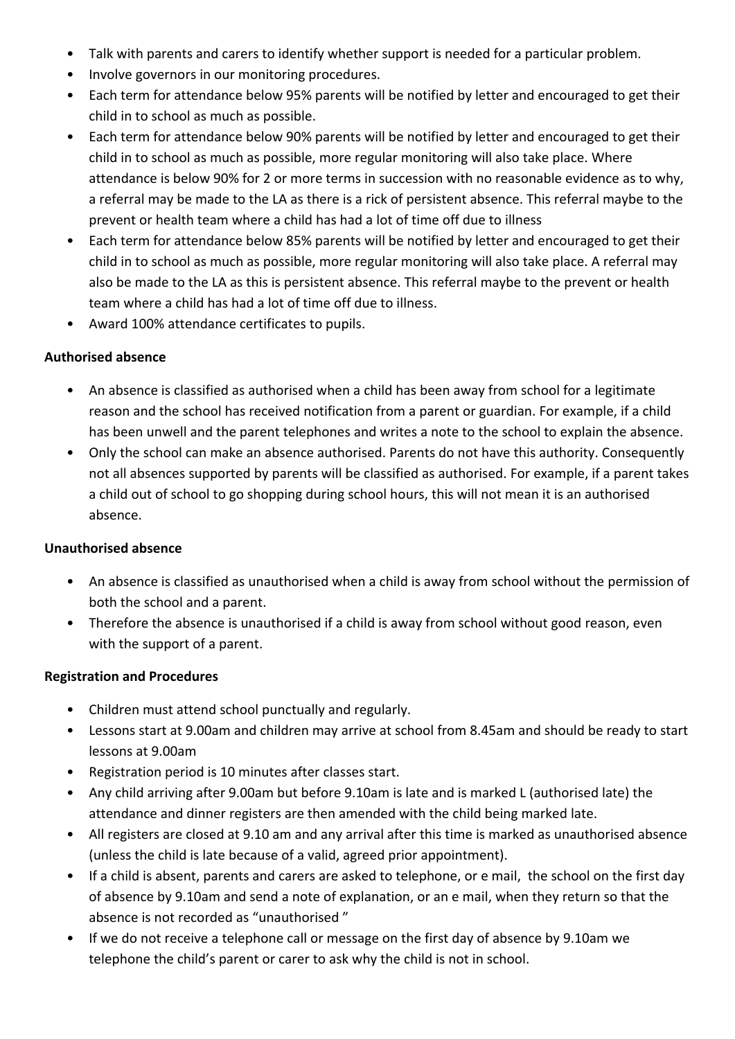- Talk with parents and carers to identify whether support is needed for a particular problem.
- Involve governors in our monitoring procedures.
- Each term for attendance below 95% parents will be notified by letter and encouraged to get their child in to school as much as possible.
- Each term for attendance below 90% parents will be notified by letter and encouraged to get their child in to school as much as possible, more regular monitoring will also take place. Where attendance is below 90% for 2 or more terms in succession with no reasonable evidence as to why, a referral may be made to the LA as there is a rick of persistent absence. This referral maybe to the prevent or health team where a child has had a lot of time off due to illness
- Each term for attendance below 85% parents will be notified by letter and encouraged to get their child in to school as much as possible, more regular monitoring will also take place. A referral may also be made to the LA as this is persistent absence. This referral maybe to the prevent or health team where a child has had a lot of time off due to illness.
- Award 100% attendance certificates to pupils.

**Authorised absence**

- An absence is classified as authorised when a child has been away from school for a legitimate reason and the school has received notification from a parent or guardian. For example, if a child has been unwell and the parent telephones and writes a note to the school to explain the absence.
- Only the school can make an absence authorised. Parents do not have this authority. Consequently not all absences supported by parents will be classified as authorised. For example, if a parent takes a child out of school to go shopping during school hours, this will not mean it is an authorised absence.

**Unauthorised absence**

- An absence is classified as unauthorised when a child is away from school without the permission of both the school and a parent.
- Therefore the absence is unauthorised if a child is away from school without good reason, even with the support of a parent.

**Registration and Procedures**

- Children must attend school punctually and regularly.
- Lessons start at 9.00am and children may arrive at school from 8.45am and should be ready to start lessons at 9.00am
- Registration period is 10 minutes after classes start.
- Any child arriving after 9.00am but before 9.10am is late and is marked L (authorised late) the attendance and dinner registers are then amended with the child being marked late.
- All registers are closed at 9.10 am and any arrival after this time is marked as unauthorised absence (unless the child is late because of a valid, agreed prior appointment).
- If a child is absent, parents and carers are asked to telephone, or e mail, the school on the first day of absence by 9.10am and send a note of explanation, or an e mail, when they return so that the absence is not recorded as "unauthorised "
- If we do not receive a telephone call or message on the first day of absence by 9.10am we telephone the child's parent or carer to ask why the child is not in school.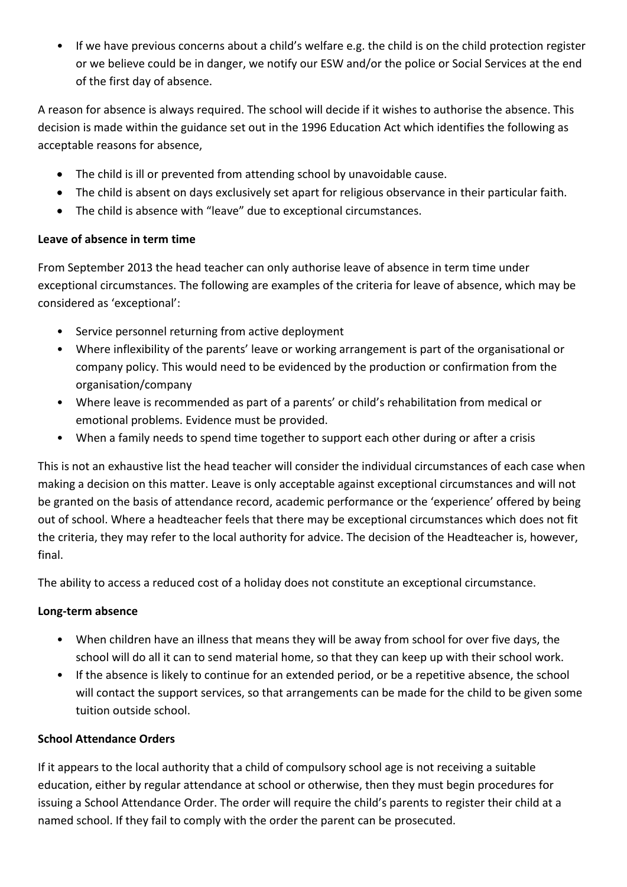- If we have previous concerns about a child's welfare e.g. the child is on the child protection register or we believe could be in danger, we notify our ESW and/or the police or Social Services at the end of the first day of absence.

A reason for absence is always required. The school will decide if it wishes to authorise the absence. This decision is made within the guidance set out in the 1996 Education Act which identifies the following as acceptable reasons for absence,

- The child is ill or prevented from attending school by unavoidable cause.
- The child is absent on days exclusively set apart for religious observance in their particular faith.
- The child is absence with "leave" due to exceptional circumstances.

**Leave of absence in term time**

From September 2013 the head teacher can only authorise leave of absence in term time under exceptional circumstances. The following are examples of the criteria for leave of absence, which may be considered as 'exceptional':

- Service personnel returning from active deployment
- Where inflexibility of the parents' leave or working arrangement is part of the organisational or company policy. This would need to be evidenced by the production or confirmation from the organisation/company
- Where leave is recommended as part of a parents' or child's rehabilitation from medical or emotional problems. Evidence must be provided.
- When a family needs to spend time together to support each other during or after a crisis

This is not an exhaustive list the head teacher will consider the individual circumstances of each case when making a decision on this matter. Leave is only acceptable against exceptional circumstances and will not be granted on the basis of attendance record, academic performance or the 'experience' offered by being out of school. Where a headteacher feels that there may be exceptional circumstances which does not fit the criteria, they may refer to the local authority for advice. The decision of the Headteacher is, however, final.

The ability to access a reduced cost of a holiday does not constitute an exceptional circumstance.

**Long-term absence**

- When children have an illness that means they will be away from school for over five days, the school will do all it can to send material home, so that they can keep up with their school work.
- If the absence is likely to continue for an extended period, or be a repetitive absence, the school will contact the support services, so that arrangements can be made for the child to be given some tuition outside school.

**School Attendance Orders**

If it appears to the local authority that a child of compulsory school age is not receiving a suitable education, either by regular attendance at school or otherwise, then they must begin procedures for issuing a School Attendance Order. The order will require the child's parents to register their child at a named school. If they fail to comply with the order the parent can be prosecuted.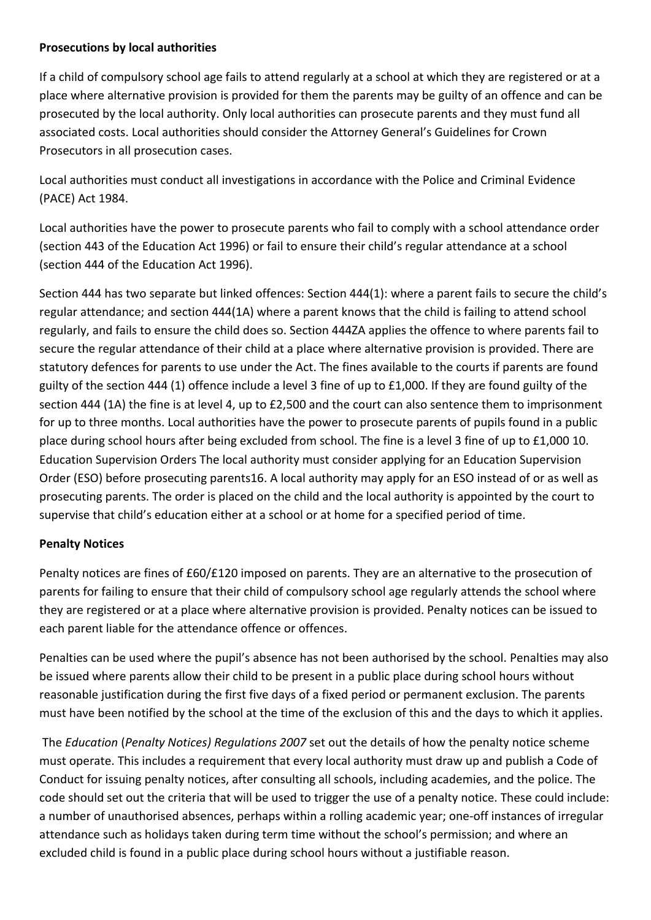**Prosecutions by local authorities**

If a child of compulsory school age fails to attend regularly at a school at which they are registered or at a place where alternative provision is provided for them the parents may be guilty of an offence and can be prosecuted by the local authority. Only local authorities can prosecute parents and they must fund all associated costs. Local authorities should consider the Attorney General's Guidelines for Crown Prosecutors in all prosecution cases.

Local authorities must conduct all investigations in accordance with the Police and Criminal Evidence (PACE) Act 1984.

Local authorities have the power to prosecute parents who fail to comply with a school attendance order (section 443 of the Education Act 1996) or fail to ensure their child's regular attendance at a school (section 444 of the Education Act 1996).

Section 444 has two separate but linked offences: Section 444(1): where a parent fails to secure the child's regular attendance; and section 444(1A) where a parent knows that the child is failing to attend school regularly, and fails to ensure the child does so. Section 444ZA applies the offence to where parents fail to secure the regular attendance of their child at a place where alternative provision is provided. There are statutory defences for parents to use under the Act. The fines available to the courts if parents are found guilty of the section 444 (1) offence include a level 3 fine of up to £1,000. If they are found guilty of the section 444 (1A) the fine is at level 4, up to £2,500 and the court can also sentence them to imprisonment for up to three months. Local authorities have the power to prosecute parents of pupils found in a public place during school hours after being excluded from school. The fine is a level 3 fine of up to £1,000 10. Education Supervision Orders The local authority must consider applying for an Education Supervision Order (ESO) before prosecuting parents16. A local authority may apply for an ESO instead of or as well as prosecuting parents. The order is placed on the child and the local authority is appointed by the court to supervise that child's education either at a school or at home for a specified period of time.

**Penalty Notices**

Penalty notices are fines of £60/£120 imposed on parents. They are an alternative to the prosecution of parents for failing to ensure that their child of compulsory school age regularly attends the school where they are registered or at a place where alternative provision is provided. Penalty notices can be issued to each parent liable for the attendance offence or offences.

Penalties can be used where the pupil's absence has not been authorised by the school. Penalties may also be issued where parents allow their child to be present in a public place during school hours without reasonable justification during the first five days of a fixed period or permanent exclusion. The parents must have been notified by the school at the time of the exclusion of this and the days to which it applies.

The *Education* (*Penalty Notices) Regulations 2007* set out the details of how the penalty notice scheme must operate. This includes a requirement that every local authority must draw up and publish a Code of Conduct for issuing penalty notices, after consulting all schools, including academies, and the police. The code should set out the criteria that will be used to trigger the use of a penalty notice. These could include: a number of unauthorised absences, perhaps within a rolling academic year; one-off instances of irregular attendance such as holidays taken during term time without the school's permission; and where an excluded child is found in a public place during school hours without a justifiable reason.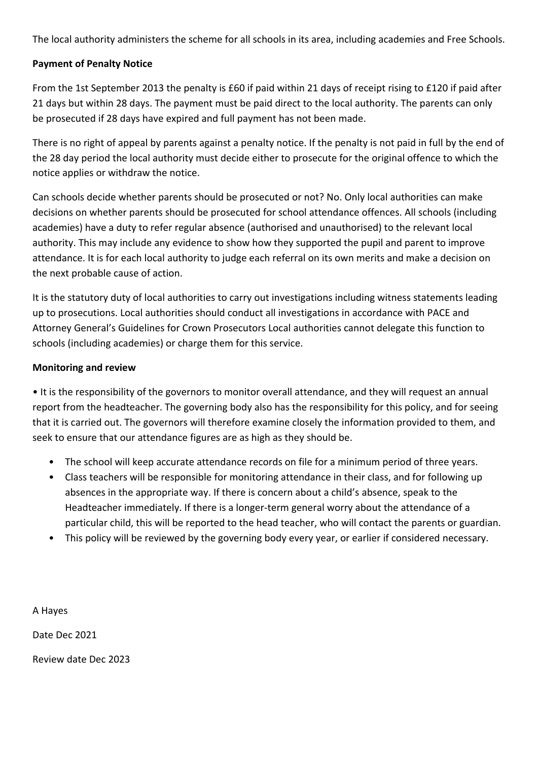The local authority administers the scheme for all schools in its area, including academies and Free Schools.

**Payment of Penalty Notice**

From the 1st September 2013 the penalty is £60 if paid within 21 days of receipt rising to £120 if paid after 21 days but within 28 days. The payment must be paid direct to the local authority. The parents can only be prosecuted if 28 days have expired and full payment has not been made.

There is no right of appeal by parents against a penalty notice. If the penalty is not paid in full by the end of the 28 day period the local authority must decide either to prosecute for the original offence to which the notice applies or withdraw the notice.

Can schools decide whether parents should be prosecuted or not? No. Only local authorities can make decisions on whether parents should be prosecuted for school attendance offences. All schools (including academies) have a duty to refer regular absence (authorised and unauthorised) to the relevant local authority. This may include any evidence to show how they supported the pupil and parent to improve attendance. It is for each local authority to judge each referral on its own merits and make a decision on the next probable cause of action.

It is the statutory duty of local authorities to carry out investigations including witness statements leading up to prosecutions. Local authorities should conduct all investigations in accordance with PACE and Attorney General's Guidelines for Crown Prosecutors Local authorities cannot delegate this function to schools (including academies) or charge them for this service.

**Monitoring and review**

• It is the responsibility of the governors to monitor overall attendance, and they will request an annual report from the headteacher. The governing body also has the responsibility for this policy, and for seeing that it is carried out. The governors will therefore examine closely the information provided to them, and seek to ensure that our attendance figures are as high as they should be.

- The school will keep accurate attendance records on file for a minimum period of three years.
- Class teachers will be responsible for monitoring attendance in their class, and for following up absences in the appropriate way. If there is concern about a child's absence, speak to the Headteacher immediately. If there is a longer-term general worry about the attendance of a particular child, this will be reported to the head teacher, who will contact the parents or guardian.
- This policy will be reviewed by the governing body every year, or earlier if considered necessary.

A Hayes

Date Dec 2021

Review date Dec 2023